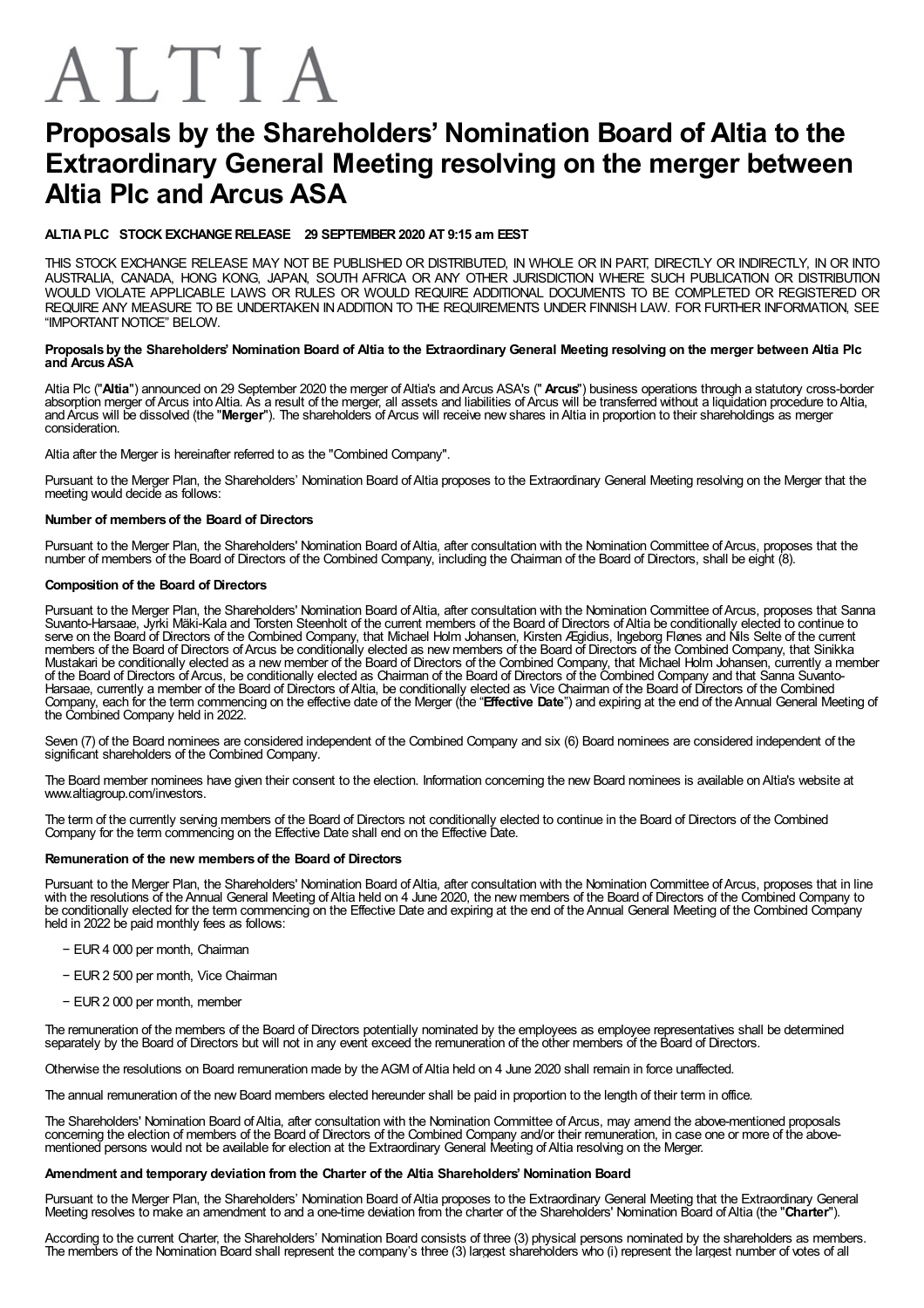ALTIA

# Proposals by the Shareholders' Nomination Board of Altia to the Extraordinary General Meeting resolving on the merger between Altia Plc and Arcus ASA

**ALTIA PLC STOCK EXCHANGE RELEASE 29 SEPTEMBER 2020 AT 9:15 am EEST**

THIS STOCK EXCHANGE RELEASE MAY NOT BE PUBLISHED OR DISTRIBUTED, IN WHOLE OR IN PART, DIRECTLY OR INDIRECTLY, IN OR INTO AUSTRALIA, CANADA, HONG KONG, JAPAN, SOUTH AFRICA OR ANY OTHER JURISDICTION WHERE SUCH PUBLICATION OR DISTRIBUTION WOULD VIOLATE APPLICABLE LAWS OR RULES OR WOULD REQUIRE ADDITIONAL DOCUMENTS TO BE COMPLETED OR REGISTERED OR REQUIRE ANY MEASURE TO BE UNDERTAKEN IN ADDITION TO THE REQUIREMENTS UNDER FINNISH LAW. FOR FURTHER INFORMATION, SEE "IMPORTANT NOTICE" BELOW.

**Proposals by the Shareholders' Nomination Board of Altia to the Extraordinary General Meeting resolving on the merger between Altia Plc and Arcus ASA**

Altia Plc ("**Altia**") announced on 29 September 2020 the merger of Altia's and Arcus ASA's ("**Arcus**") business operations through a statutory cross-border absorption merger of Arcus into Altia. As a result of the merger, all assets and liabilities of Arcus will be transferred without a liquidation procedure to Altia, and Arcus will be dissolved (the "**Merger**"). The shareholders of Arcus will receive new shares in Altia in proportion to their shareholdings as merger consideration.

Altia after the Merger is hereinafter referred to as the "Combined Company".

Pursuant to the Merger Plan, the Shareholders' Nomination Board of Altia proposes to the Extraordinary General Meeting resolving on the Merger that the meeting would decide as follows:

**Number of members of the Board of Directors**

Pursuant to the Merger Plan, the Shareholders' Nomination Board of Altia, after consultation with the Nomination Committee of Arcus, proposes that the number of members of the Board of Directors of the Combined Company, including the Chairman of the Board of Directors, shall be eight (8).

**Composition of the Board of Directors**

Pursuant to the Merger Plan, the Shareholders' Nomination Board of Altia, after consultation with the Nomination Committee of Arcus, proposes that Sanna Suvanto-Harsaae, Jyrki Mäki-Kala and Torsten Steenholt of the current members of the Board of Directors of Altia be conditionally elected to continue to serve on the Board of Directors of the Combined Company, that Michael Holm Johansen, Kirsten Ægidius, Ingeborg Flønes and Nils Selte of the current members of the Board of Directors of Arcus be conditionally elected as new members of the Board of Directors of the Combined Company, that Sinikka Mustakari be conditionally elected as a new member of the Board of Directors of the Combined Company, that Michael Holm Johansen, currently a member of the Board of Directors of Arcus, be conditionally elected as Chairman of the Board of Directors of the Combined Company and that Sanna Suvanto-Harsaae, currently a member of the Board of Directors of Altia, be conditionally elected as Vice Chairman of the Board of Directors of the Combined Company, each for the term commencing on the effective date of the Merger (the "**Effective Date**") and expiring at the end of the Annual General Meeting of the Combined Company held in 2022.

Seven (7) of the Board nominees are considered independent of the Combined Company and six (6) Board nominees are considered independent of the significant shareholders of the Combined Company.

The Board member nominees have given their consent to the election. Information concerning the new Board nominees is available on Altia's website at www.altiagroup.com/investors.

The term of the currently serving members of the Board of Directors not conditionally elected to continue in the Board of Directors of the Combined Company for the term commencing on the Effective Date shall end on the Effective Date.

**Remuneration of the new members of the Board of Directors**

Pursuant to the Merger Plan, the Shareholders' Nomination Board of Altia, after consultation with the Nomination Committee of Arcus, proposes that in line with the resolutions of the Annual General Meeting of Altia held on 4 June 2020, the new members of the Board of Directors of the Combined Company to be conditionally elected for the term commencing on the Effective Date and expiring at the end of the Annual General Meeting of the Combined Company held in 2022 be paid monthly fees as follows:

- EUR 4 000 per month, Chairman
- EUR 2 500 per month, Vice Chairman
- EUR 2 000 per month, member

The remuneration of the members of the Board of Directors potentially nominated by the employees as employee representatives shall be determined separately by the Board of Directors but will not in any event exceed the remuneration of the other members of the Board of Directors.

Otherwise the resolutions on Board remuneration made by the AGM of Altia held on 4 June 2020 shall remain in force unaffected.

The annual remuneration of the new Board members elected hereunder shall be paid in proportion to the length of their term in office.

The Shareholders' Nomination Board of Altia, after consultation with the Nomination Committee of Arcus, may amend the above-mentioned proposals concerning the election of members of the Board of Directors of the Combined Company and/or their remuneration, in case one or more of the above-mentioned persons would not be available for election at the Extraordinary General Meeting of Altia resolving on the Merger.

**Amendment and temporary deviation from the Charter of the Altia Shareholders' Nomination Board**

Pursuant to the Merger Plan, the Shareholders' Nomination Board of Altia proposes to the Extraordinary General Meeting that the Extraordinary General Meeting resolves to make an amendment to and a one-time deviation from the charter of the Shareholders' Nomination Board of Altia (the "**Charter**").

According to the current Charter, the Shareholders' Nomination Board consists of three (3) physical persons nominated by the shareholders as members. The members of the Nomination Board shall represent the company's three (3) largest shareholders who (i) represent the largest number of votes of all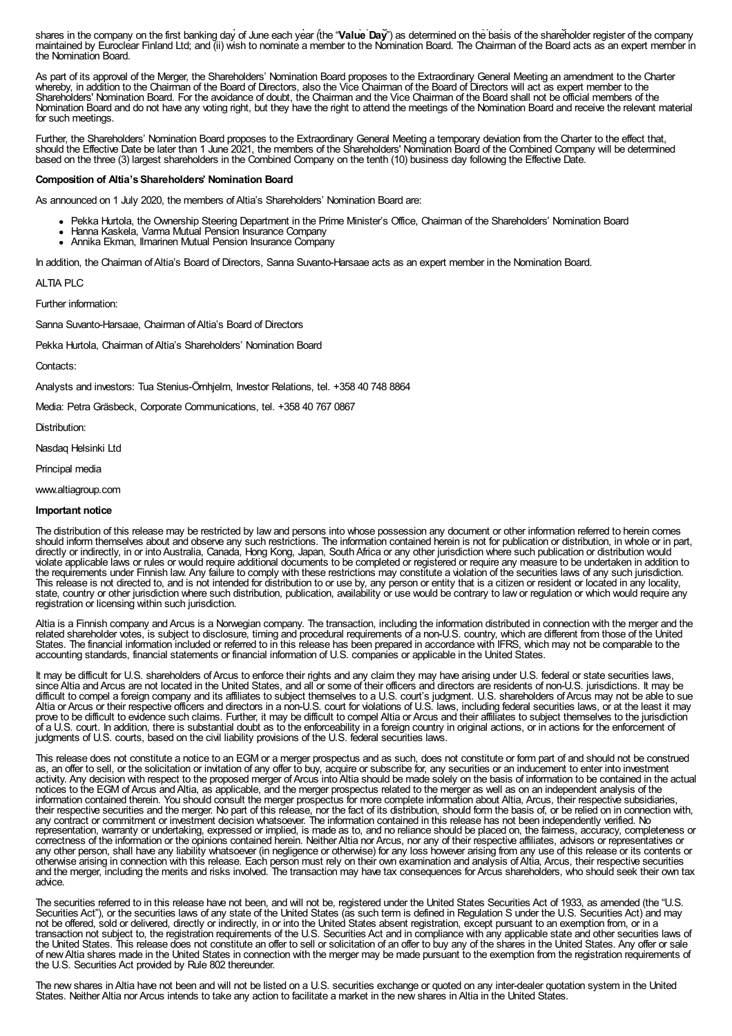shares in the company on the first banking day of June each year (the "**Value Day**") as determined on the basis of the shareholder register of the company maintained by Euroclear Finland Ltd; and (ii) wish to nominate a member to the Nomination Board. The Chairman of the Board acts as an expert member in the Nomination Board.

As part of its approval of the Merger, the Shareholders' Nomination Board proposes to the Extraordinary General Meeting an amendment to the Charter whereby, in addition to the Chairman of the Board of Directors, also the Vice Chairman of the Board of Directors will act as expert member to the Shareholders' Nomination Board. For the avoidance of doubt, the Chairman and the Vice Chairman of the Board shall not be official members of the Nomination Board and do not have any voting right, but they have the right to attend the meetings of the Nomination Board and receive the relevant material for such meetings.

Further, the Shareholders' Nomination Board proposes to the Extraordinary General Meeting a temporary deviation from the Charter to the effect that, should the Effective Date be later than 1 June 2021, the members of the Shareholders' Nomination Board of the Combined Company will be determined based on the three (3) largest shareholders in the Combined Company on the tenth (10) business day following the Effective Date.

**Composition of Altia's Shareholders' Nomination Board**

As announced on 1 July 2020, the members of Altia's Shareholders' Nomination Board are:

- Pekka Hurtola, the Ownership Steering Department in the Prime Minister's Office, Chairman of the Shareholders' Nomination Board
- Hanna Kaskela, Varma Mutual Pension Insurance Company
- Annika Ekman, Ilmarinen Mutual Pension Insurance Company

In addition, the Chairman of Altia's Board of Directors, Sanna Suvanto-Harsaae acts as an expert member in the Nomination Board.

ALTIA PLC

Further information:

Sanna Suvanto-Harsaae, Chairman of Altia's Board of Directors

Pekka Hurtola, Chairman of Altia's Shareholders' Nomination Board

Contacts:

Analysts and investors: Tua Stenius-Örnhjelm, Investor Relations, tel. +358 40 748 8864

Media: Petra Gräsbeck, Corporate Communications, tel. +358 40 767 0867

Distribution:

Nasdaq Helsinki Ltd

Principal media

www.altiagroup.com

**Important notice**

The distribution of this release may be restricted by law and persons into whose possession any document or other information referred to herein comes should inform themselves about and observe any such restrictions. The information contained herein is not for publication or distribution, in whole or in part, directly or indirectly, in or into Australia, Canada, Hong Kong, Japan, South Africa or any other jurisdiction where such publication or distribution would violate applicable laws or rules or would require additional documents to be completed or registered or require any measure to be undertaken in addition to the requirements under Finnish law. Any failure to comply with these restrictions may constitute a violation of the securities laws of any such jurisdiction. This release is not directed to, and is not intended for distribution to or use by, any person or entity that is a citizen or resident or located in any locality, state, country or other jurisdiction where such distribution, publication, availability or use would be contrary to law or regulation or which would require any registration or licensing within such jurisdiction.

Altia is a Finnish company and Arcus is a Norwegian company. The transaction, including the information distributed in connection with the merger and the related shareholder votes, is subject to disclosure, timing and procedural requirements of a non-U.S. country, which are different from those of the United States. The financial information included or referred to in this release has been prepared in accordance with IFRS, which may not be comparable to the accounting standards, financial statements or financial information of U.S. companies or applicable in the United States.

It may be difficult for U.S. shareholders of Arcus to enforce their rights and any claim they may have arising under U.S. federal or state securities laws, since Altia and Arcus are not located in the United States, and all or some of their officers and directors are residents of non-U.S. jurisdictions. It may be difficult to compel a foreign company and its affiliates to subject themselves to a U.S. court's judgment. U.S. shareholders of Arcus may not be able to sue Altia or Arcus or their respective officers and directors in a non-U.S. court for violations of U.S. laws, including federal securities laws, or at the least it may prove to be difficult to evidence such claims. Further, it may be difficult to compel Altia or Arcus and their affiliates to subject themselves to the jurisdiction of a U.S. court. In addition, there is substantial doubt as to the enforceability in a foreign country in original actions, or in actions for the enforcement of judgments of U.S. courts, based on the civil liability provisions of the U.S. federal securities laws.

This release does not constitute a notice to an EGM or a merger prospectus and as such, does not constitute or form part of and should not be construed as, an offer to sell, or the solicitation or invitation of any offer to buy, acquire or subscribe for, any securities or an inducement to enter into investment activity. Any decision with respect to the proposed merger of Arcus into Altia should be made solely on the basis of information to be contained in the actual notices to the EGM of Arcus and Altia, as applicable, and the merger prospectus related to the merger as well as on an independent analysis of the information contained therein. You should consult the merger prospectus for more complete information about Altia, Arcus, their respective subsidiaries, their respective securities and the merger. No part of this release, nor the fact of its distribution, should form the basis of, or be relied on in connection with, any contract or commitment or investment decision whatsoever. The information contained in this release has not been independently verified. No representation, warranty or undertaking, expressed or implied, is made as to, and no reliance should be placed on, the fairness, accuracy, completeness or correctness of the information or the opinions contained herein. Neither Altia nor Arcus, nor any of their respective affiliates, advisors or representatives or any other person, shall have any liability whatsoever (in negligence or otherwise) for any loss however arising from any use of this release or its contents or otherwise arising in connection with this release. Each person must rely on their own examination and analysis of Altia, Arcus, their respective securities and the merger, including the merits and risks involved. The transaction may have tax consequences for Arcus shareholders, who should seek their own tax advice.

The securities referred to in this release have not been, and will not be, registered under the United States Securities Act of 1933, as amended (the "U.S. Securities Act"), or the securities laws of any state of the United States (as such term is defined in Regulation S under the U.S. Securities Act) and may not be offered, sold or delivered, directly or indirectly, in or into the United States absent registration, except pursuant to an exemption from, or in a transaction not subject to, the registration requirements of the U.S. Securities Act and in compliance with any applicable state and other securities laws of the United States. This release does not constitute an offer to sell or solicitation of an offer to buy any of the shares in the United States. Any offer or sale of new Altia shares made in the United States in connection with the merger may be made pursuant to the exemption from the registration requirements of the U.S. Securities Act provided by Rule 802 thereunder.

The new shares in Altia have not been and will not be listed on a U.S. securities exchange or quoted on any inter-dealer quotation system in the United States. Neither Altia nor Arcus intends to take any action to facilitate a market in the new shares in Altia in the United States.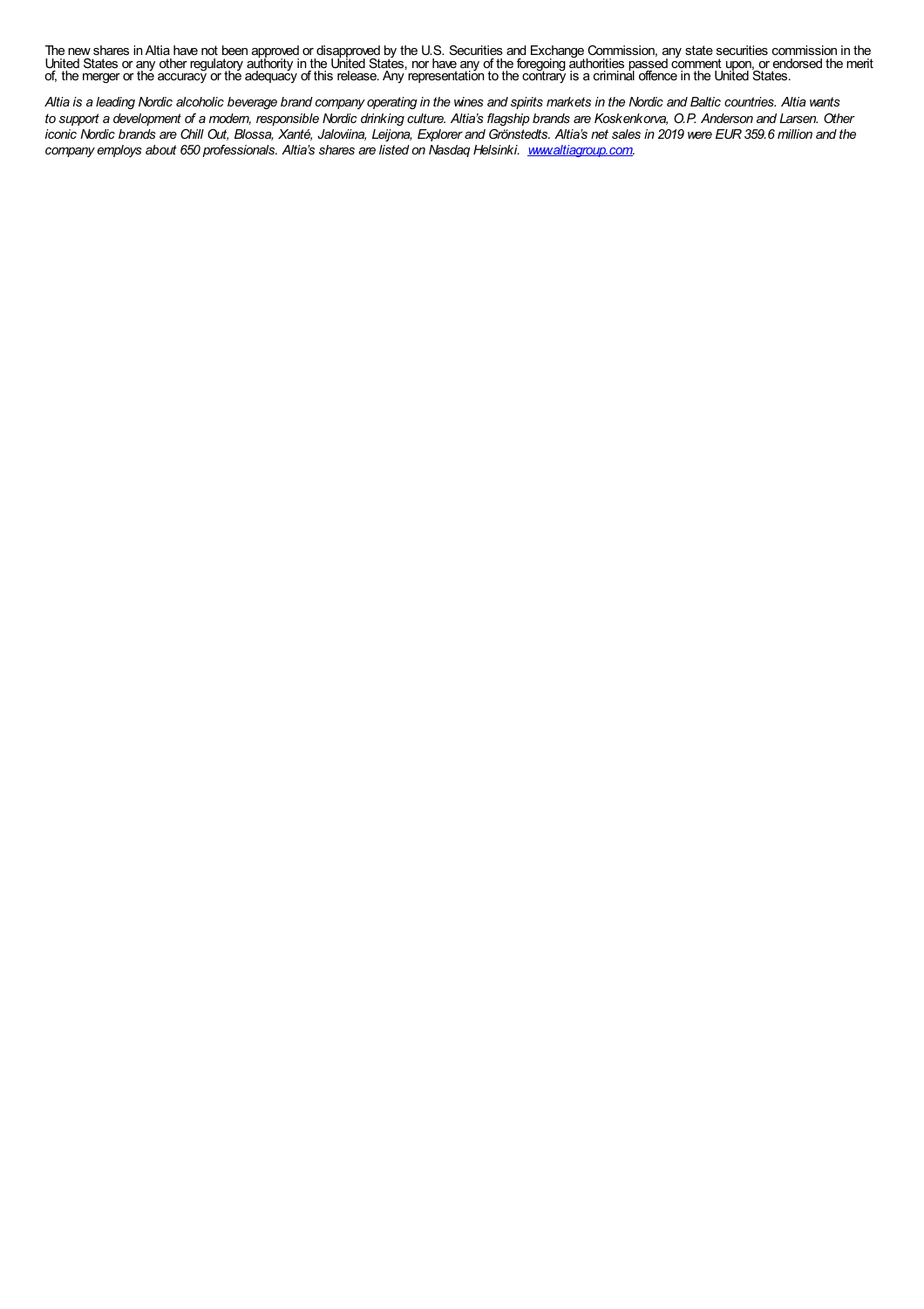The new shares in Altia have not been approved or disapproved by the U.S. Securities and Exchange Commission, any state securities commission in the United States or any other regulatory authority in the United States, nor have any of the foregoing authorities passed comment upon, or endorsed the merit of, the merger or the accuracy or the adequacy of this release. Any representation to the contrary is a criminal offence in the United States.

*Altia is a leading Nordic alcoholic beverage brand company operating in the wines and spirits markets in the Nordic and Baltic countries. Altia wants to support a development of a modern, responsible Nordic drinking culture. Altia's flagship brands are Koskenkorva, O.P. Anderson and Larsen. Other iconic Nordic brands are Chill Out, Blossa, Xanté, Jaloviina, Leijona, Explorer and Grönstedts. Altia's net sales in 2019 were EUR 359.6 million and the company employs about 650 professionals. Altia's shares are listed on Nasdaq Helsinki. [www.altiagroup.com](http://www.altiagroup.com).*